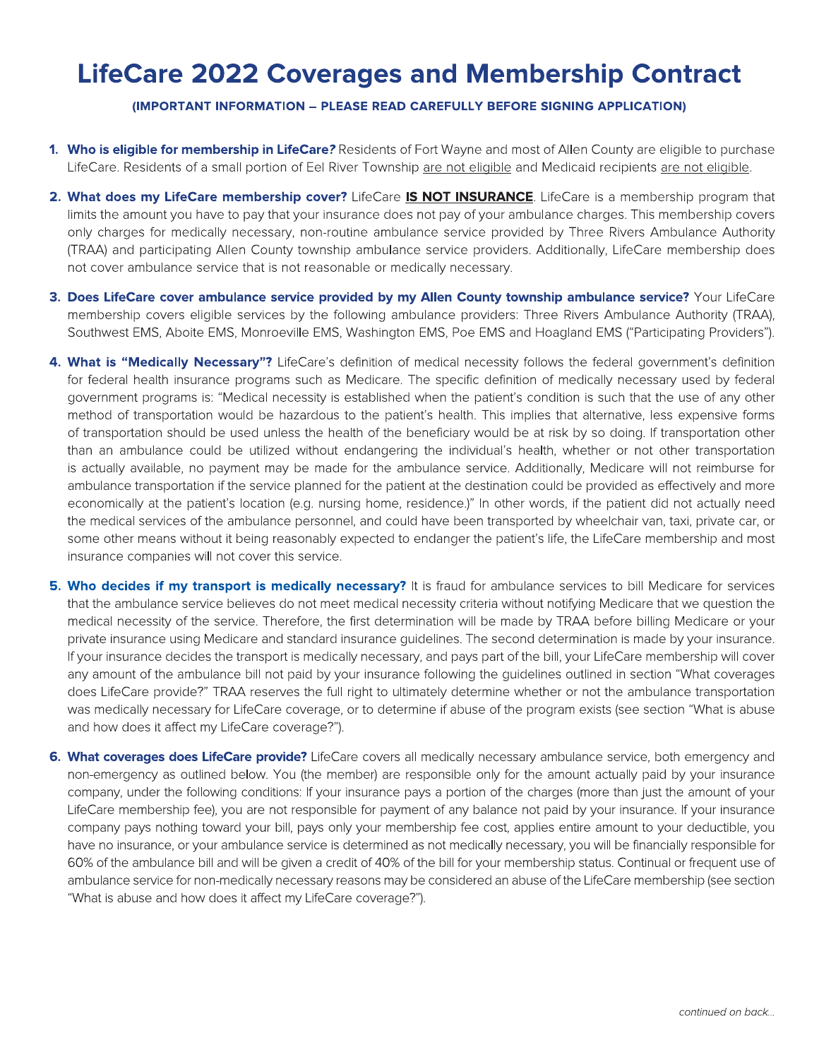# LifeCare 2022 Coverages and Membership Contract

**(IMPORTANT INFORMATION – PLEASE READ CAREFULLY BEFORE SIGNING APPLICATION)**

1. **Who is eligible for membership in LifeCare?** Residents of Fort Wayne and most of Allen County are eligible to purchase LifeCare. Residents of a small portion of Eel River Township are not eligible and Medicaid recipients are not eligible.

2. **What does my LifeCare membership cover?** LifeCare **IS NOT INSURANCE**. LifeCare is a membership program that limits the amount you have to pay that your insurance does not pay of your ambulance charges. This membership covers only charges for medically necessary, non-routine ambulance service provided by Three Rivers Ambulance Authority (TRAA) and participating Allen County township ambulance service providers. Additionally, LifeCare membership does not cover ambulance service that is not reasonable or medically necessary.

3. **Does LifeCare cover ambulance service provided by my Allen County township ambulance service?** Your LifeCare membership covers eligible services by the following ambulance providers: Three Rivers Ambulance Authority (TRAA), Southwest EMS, Aboite EMS, Monroeville EMS, Washington EMS, Poe EMS and Hoagland EMS ("Participating Providers").

4. **What is "Medically Necessary"?** LifeCare's definition of medical necessity follows the federal government's definition for federal health insurance programs such as Medicare. The specific definition of medically necessary used by federal government programs is: "Medical necessity is established when the patient's condition is such that the use of any other method of transportation would be hazardous to the patient's health. This implies that alternative, less expensive forms of transportation should be used unless the health of the beneficiary would be at risk by so doing. If transportation other than an ambulance could be utilized without endangering the individual's health, whether or not other transportation is actually available, no payment may be made for the ambulance service. Additionally, Medicare will not reimburse for ambulance transportation if the service planned for the patient at the destination could be provided as effectively and more economically at the patient's location (e.g. nursing home, residence.)" In other words, if the patient did not actually need the medical services of the ambulance personnel, and could have been transported by wheelchair van, taxi, private car, or some other means without it being reasonably expected to endanger the patient's life, the LifeCare membership and most insurance companies will not cover this service.

5. **Who decides if my transport is medically necessary?** It is fraud for ambulance services to bill Medicare for services that the ambulance service believes do not meet medical necessity criteria without notifying Medicare that we question the medical necessity of the service. Therefore, the first determination will be made by TRAA before billing Medicare or your private insurance using Medicare and standard insurance guidelines. The second determination is made by your insurance. If your insurance decides the transport is medically necessary, and pays part of the bill, your LifeCare membership will cover any amount of the ambulance bill not paid by your insurance following the guidelines outlined in section "What coverages does LifeCare provide?" TRAA reserves the full right to ultimately determine whether or not the ambulance transportation was medically necessary for LifeCare coverage, or to determine if abuse of the program exists (see section "What is abuse and how does it affect my LifeCare coverage?").

6. **What coverages does LifeCare provide?** LifeCare covers all medically necessary ambulance service, both emergency and non-emergency as outlined below. You (the member) are responsible only for the amount actually paid by your insurance company, under the following conditions: If your insurance pays a portion of the charges (more than just the amount of your LifeCare membership fee), you are not responsible for payment of any balance not paid by your insurance. If your insurance company pays nothing toward your bill, pays only your membership fee cost, applies entire amount to your deductible, you have no insurance, or your ambulance service is determined as not medically necessary, you will be financially responsible for 60% of the ambulance bill and will be given a credit of 40% of the bill for your membership status. Continual or frequent use of ambulance service for non-medically necessary reasons may be considered an abuse of the LifeCare membership (see section "What is abuse and how does it affect my LifeCare coverage?").

*continued on back...*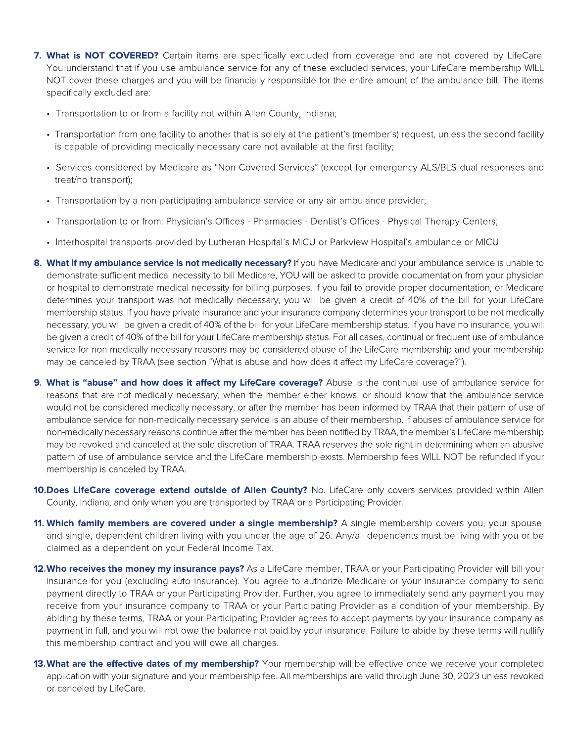7. **What is NOT COVERED?** Certain items are specifically excluded from coverage and are not covered by LifeCare. You understand that if you use ambulance service for any of these excluded services, your LifeCare membership WILL NOT cover these charges and you will be financially responsible for the entire amount of the ambulance bill. The items specifically excluded are:

   - Transportation to or from a facility not within Allen County, Indiana;
   - Transportation from one facility to another that is solely at the patient's (member's) request, unless the second facility is capable of providing medically necessary care not available at the first facility;
   - Services considered by Medicare as "Non-Covered Services" (except for emergency ALS/BLS dual responses and treat/no transport);
   - Transportation by a non-participating ambulance service or any air ambulance provider;
   - Transportation to or from: Physician's Offices - Pharmacies - Dentist's Offices - Physical Therapy Centers;
   - Interhospital transports provided by Lutheran Hospital's MICU or Parkview Hospital's ambulance or MICU

8. **What if my ambulance service is not medically necessary?** If you have Medicare and your ambulance service is unable to demonstrate sufficient medical necessity to bill Medicare, YOU will be asked to provide documentation from your physician or hospital to demonstrate medical necessity for billing purposes. If you fail to provide proper documentation, or Medicare determines your transport was not medically necessary, you will be given a credit of 40% of the bill for your LifeCare membership status. If you have private insurance and your insurance company determines your transport to be not medically necessary, you will be given a credit of 40% of the bill for your LifeCare membership status. If you have no insurance, you will be given a credit of 40% of the bill for your LifeCare membership status. For all cases, continual or frequent use of ambulance service for non-medically necessary reasons may be considered abuse of the LifeCare membership and your membership may be canceled by TRAA (see section "What is abuse and how does it affect my LifeCare coverage?").

9. **What is "abuse" and how does it affect my LifeCare coverage?** Abuse is the continual use of ambulance service for reasons that are not medically necessary, when the member either knows, or should know that the ambulance service would not be considered medically necessary, or after the member has been informed by TRAA that their pattern of use of ambulance service for non-medically necessary service is an abuse of their membership. If abuses of ambulance service for non-medically necessary reasons continue after the member has been notified by TRAA, the member's LifeCare membership may be revoked and canceled at the sole discretion of TRAA. TRAA reserves the sole right in determining when an abusive pattern of use of ambulance service and the LifeCare membership exists. Membership fees WILL NOT be refunded if your membership is canceled by TRAA.

10. **Does LifeCare coverage extend outside of Allen County?** No. LifeCare only covers services provided within Allen County, Indiana, and only when you are transported by TRAA or a Participating Provider.

11. **Which family members are covered under a single membership?** A single membership covers you, your spouse, and single, dependent children living with you under the age of 26. Any/all dependents must be living with you or be claimed as a dependent on your Federal Income Tax.

12. **Who receives the money my insurance pays?** As a LifeCare member, TRAA or your Participating Provider will bill your insurance for you (excluding auto insurance). You agree to authorize Medicare or your insurance company to send payment directly to TRAA or your Participating Provider. Further, you agree to immediately send any payment you may receive from your insurance company to TRAA or your Participating Provider as a condition of your membership. By abiding by these terms, TRAA or your Participating Provider agrees to accept payments by your insurance company as payment in full, and you will not owe the balance not paid by your insurance. Failure to abide by these terms will nullify this membership contract and you will owe all charges.

13. **What are the effective dates of my membership?** Your membership will be effective once we receive your completed application with your signature and your membership fee. All memberships are valid through June 30, 2023 unless revoked or canceled by LifeCare.